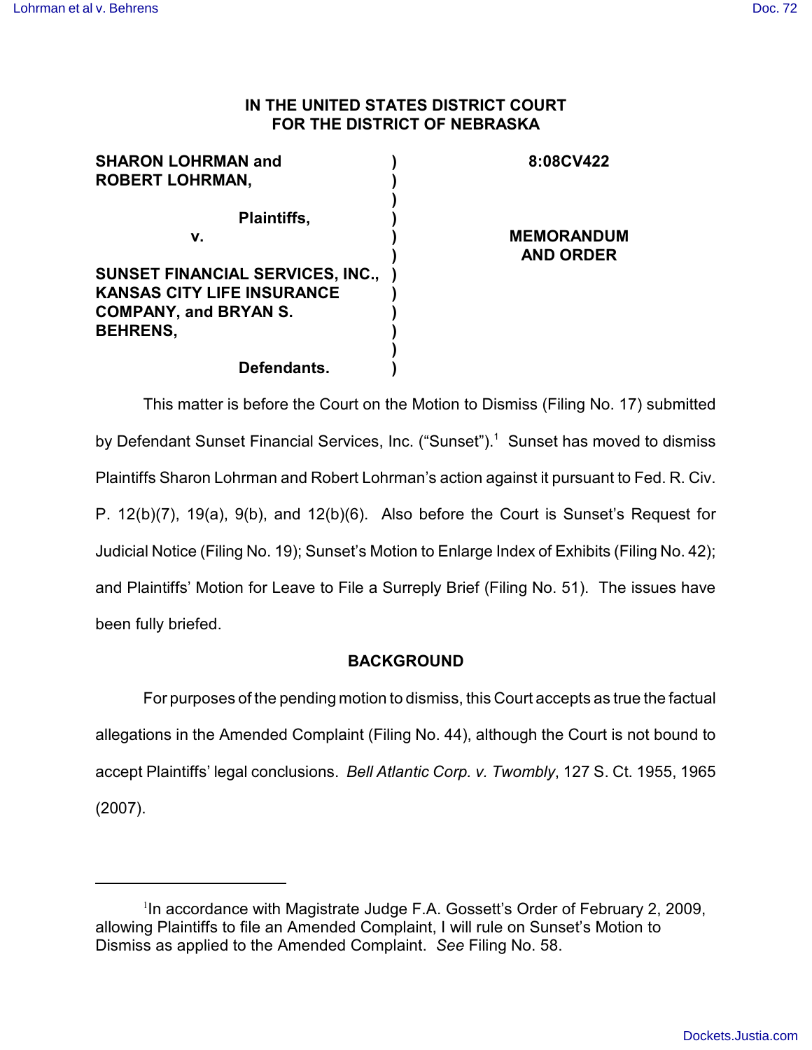**IN THE UNITED STATES DISTRICT COURT**
**FOR THE DISTRICT OF NEBRASKA**

| | | |
|---|---|---|
| **SHARON LOHRMAN and ROBERT LOHRMAN,** | ) | **8:08CV422** |
| **Plaintiffs,** | ) | |
| **v.** | ) | **MEMORANDUM AND ORDER** |
| **SUNSET FINANCIAL SERVICES, INC., KANSAS CITY LIFE INSURANCE COMPANY, and BRYAN S. BEHRENS,** | ) | |
| **Defendants.** | ) | |

This matter is before the Court on the Motion to Dismiss (Filing No. 17) submitted by Defendant Sunset Financial Services, Inc. ("Sunset").[1] Sunset has moved to dismiss Plaintiffs Sharon Lohrman and Robert Lohrman's action against it pursuant to Fed. R. Civ. P. 12(b)(7), 19(a), 9(b), and 12(b)(6). Also before the Court is Sunset's Request for Judicial Notice (Filing No. 19); Sunset's Motion to Enlarge Index of Exhibits (Filing No. 42); and Plaintiffs' Motion for Leave to File a Surreply Brief (Filing No. 51). The issues have been fully briefed.

**BACKGROUND**

For purposes of the pending motion to dismiss, this Court accepts as true the factual allegations in the Amended Complaint (Filing No. 44), although the Court is not bound to accept Plaintiffs' legal conclusions. *Bell Atlantic Corp. v. Twombly*, 127 S. Ct. 1955, 1965 (2007).

---

[1] In accordance with Magistrate Judge F.A. Gossett's Order of February 2, 2009, allowing Plaintiffs to file an Amended Complaint, I will rule on Sunset's Motion to Dismiss as applied to the Amended Complaint. *See* Filing No. 58.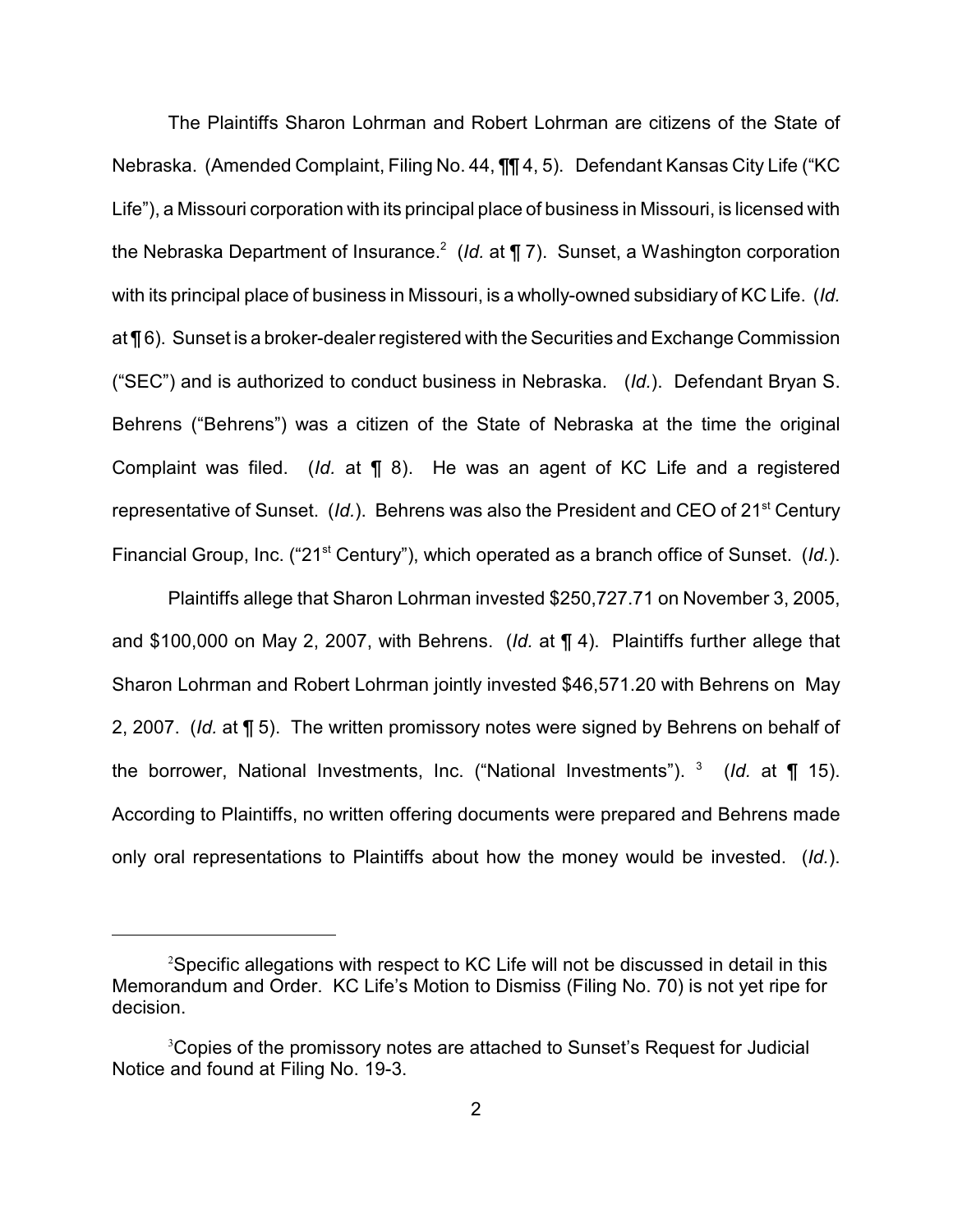The Plaintiffs Sharon Lohrman and Robert Lohrman are citizens of the State of Nebraska. (Amended Complaint, Filing No. 44, ¶¶ 4, 5). Defendant Kansas City Life ("KC Life"), a Missouri corporation with its principal place of business in Missouri, is licensed with the Nebraska Department of Insurance.[2] (*Id.* at ¶ 7). Sunset, a Washington corporation with its principal place of business in Missouri, is a wholly-owned subsidiary of KC Life. (*Id.* at ¶ 6). Sunset is a broker-dealer registered with the Securities and Exchange Commission ("SEC") and is authorized to conduct business in Nebraska. (*Id.*). Defendant Bryan S. Behrens ("Behrens") was a citizen of the State of Nebraska at the time the original Complaint was filed. (*Id.* at ¶ 8). He was an agent of KC Life and a registered representative of Sunset. (*Id.*). Behrens was also the President and CEO of 21st Century Financial Group, Inc. ("21st Century"), which operated as a branch office of Sunset. (*Id.*).

Plaintiffs allege that Sharon Lohrman invested $250,727.71 on November 3, 2005, and $100,000 on May 2, 2007, with Behrens. (*Id.* at ¶ 4). Plaintiffs further allege that Sharon Lohrman and Robert Lohrman jointly invested $46,571.20 with Behrens on May 2, 2007. (*Id.* at ¶ 5). The written promissory notes were signed by Behrens on behalf of the borrower, National Investments, Inc. ("National Investments").[3] (*Id.* at ¶ 15). According to Plaintiffs, no written offering documents were prepared and Behrens made only oral representations to Plaintiffs about how the money would be invested. (*Id.*).

---

[2] Specific allegations with respect to KC Life will not be discussed in detail in this Memorandum and Order. KC Life's Motion to Dismiss (Filing No. 70) is not yet ripe for decision.

[3] Copies of the promissory notes are attached to Sunset's Request for Judicial Notice and found at Filing No. 19-3.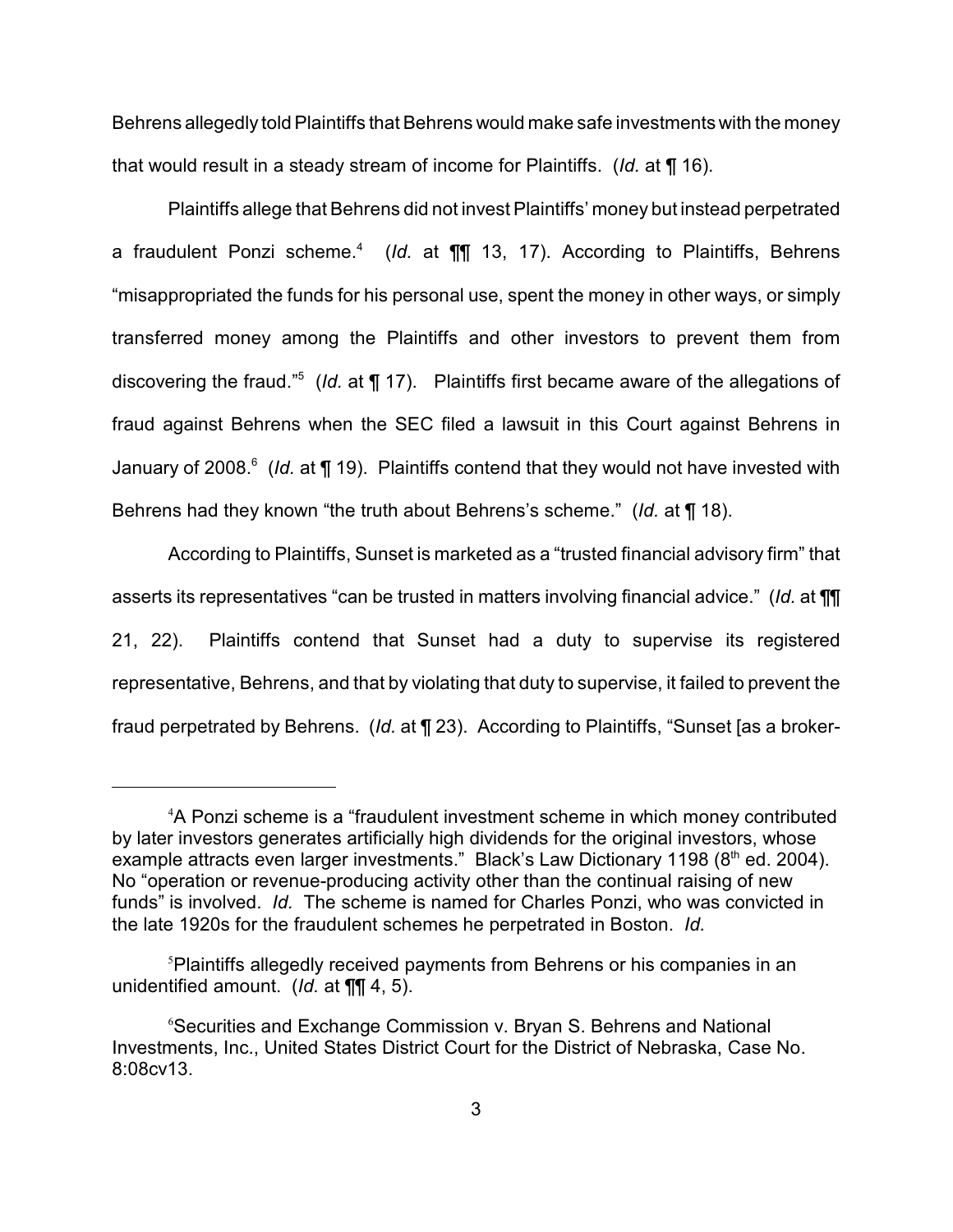Behrens allegedly told Plaintiffs that Behrens would make safe investments with the money that would result in a steady stream of income for Plaintiffs. (*Id.* at ¶ 16).

Plaintiffs allege that Behrens did not invest Plaintiffs' money but instead perpetrated a fraudulent Ponzi scheme.[4] (*Id.* at ¶¶ 13, 17). According to Plaintiffs, Behrens "misappropriated the funds for his personal use, spent the money in other ways, or simply transferred money among the Plaintiffs and other investors to prevent them from discovering the fraud."[5] (*Id.* at ¶ 17). Plaintiffs first became aware of the allegations of fraud against Behrens when the SEC filed a lawsuit in this Court against Behrens in January of 2008.[6] (*Id.* at ¶ 19). Plaintiffs contend that they would not have invested with Behrens had they known "the truth about Behrens's scheme." (*Id.* at ¶ 18).

According to Plaintiffs, Sunset is marketed as a "trusted financial advisory firm" that asserts its representatives "can be trusted in matters involving financial advice." (*Id.* at ¶¶ 21, 22). Plaintiffs contend that Sunset had a duty to supervise its registered representative, Behrens, and that by violating that duty to supervise, it failed to prevent the fraud perpetrated by Behrens. (*Id.* at ¶ 23). According to Plaintiffs, "Sunset [as a broker-

---

[4] A Ponzi scheme is a "fraudulent investment scheme in which money contributed by later investors generates artificially high dividends for the original investors, whose example attracts even larger investments." Black's Law Dictionary 1198 (8th ed. 2004). No "operation or revenue-producing activity other than the continual raising of new funds" is involved. *Id.* The scheme is named for Charles Ponzi, who was convicted in the late 1920s for the fraudulent schemes he perpetrated in Boston. *Id.*

[5] Plaintiffs allegedly received payments from Behrens or his companies in an unidentified amount. (*Id.* at ¶¶ 4, 5).

[6] Securities and Exchange Commission v. Bryan S. Behrens and National Investments, Inc., United States District Court for the District of Nebraska, Case No. 8:08cv13.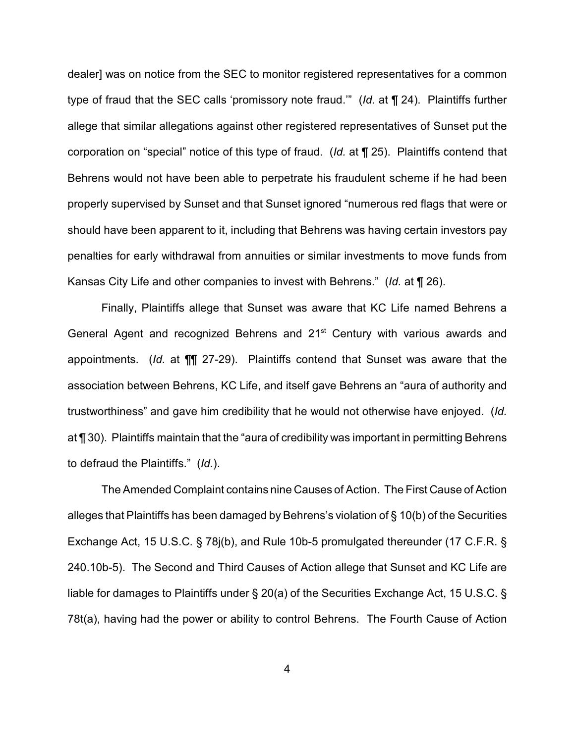dealer] was on notice from the SEC to monitor registered representatives for a common type of fraud that the SEC calls 'promissory note fraud.'" (*Id.* at ¶ 24). Plaintiffs further allege that similar allegations against other registered representatives of Sunset put the corporation on "special" notice of this type of fraud. (*Id.* at ¶ 25). Plaintiffs contend that Behrens would not have been able to perpetrate his fraudulent scheme if he had been properly supervised by Sunset and that Sunset ignored "numerous red flags that were or should have been apparent to it, including that Behrens was having certain investors pay penalties for early withdrawal from annuities or similar investments to move funds from Kansas City Life and other companies to invest with Behrens." (*Id.* at ¶ 26).

Finally, Plaintiffs allege that Sunset was aware that KC Life named Behrens a General Agent and recognized Behrens and 21st Century with various awards and appointments. (*Id.* at ¶¶ 27-29). Plaintiffs contend that Sunset was aware that the association between Behrens, KC Life, and itself gave Behrens an "aura of authority and trustworthiness" and gave him credibility that he would not otherwise have enjoyed. (*Id.* at ¶ 30). Plaintiffs maintain that the "aura of credibility was important in permitting Behrens to defraud the Plaintiffs." (*Id.*).

The Amended Complaint contains nine Causes of Action. The First Cause of Action alleges that Plaintiffs has been damaged by Behrens's violation of § 10(b) of the Securities Exchange Act, 15 U.S.C. § 78j(b), and Rule 10b-5 promulgated thereunder (17 C.F.R. § 240.10b-5). The Second and Third Causes of Action allege that Sunset and KC Life are liable for damages to Plaintiffs under § 20(a) of the Securities Exchange Act, 15 U.S.C. § 78t(a), having had the power or ability to control Behrens. The Fourth Cause of Action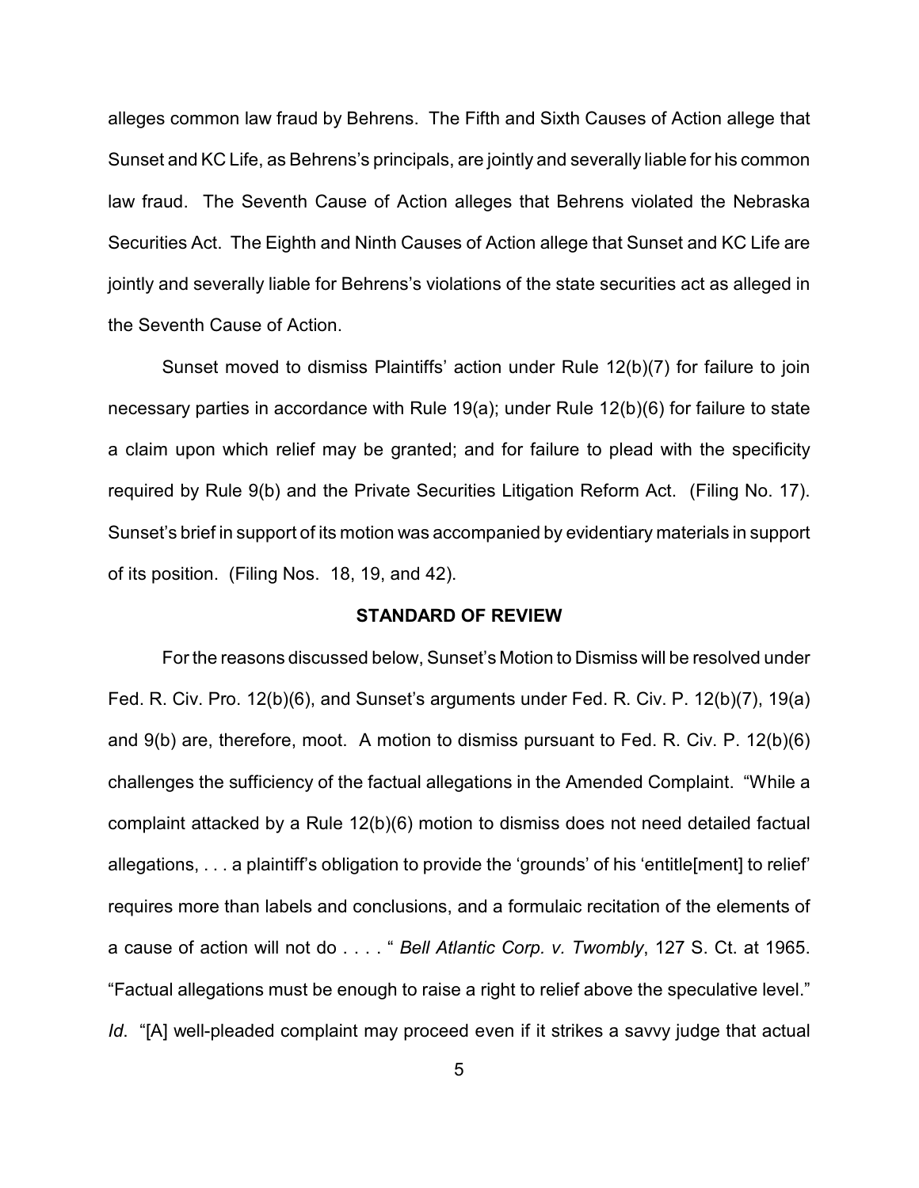alleges common law fraud by Behrens. The Fifth and Sixth Causes of Action allege that Sunset and KC Life, as Behrens's principals, are jointly and severally liable for his common law fraud. The Seventh Cause of Action alleges that Behrens violated the Nebraska Securities Act. The Eighth and Ninth Causes of Action allege that Sunset and KC Life are jointly and severally liable for Behrens's violations of the state securities act as alleged in the Seventh Cause of Action.

Sunset moved to dismiss Plaintiffs' action under Rule 12(b)(7) for failure to join necessary parties in accordance with Rule 19(a); under Rule 12(b)(6) for failure to state a claim upon which relief may be granted; and for failure to plead with the specificity required by Rule 9(b) and the Private Securities Litigation Reform Act. (Filing No. 17). Sunset's brief in support of its motion was accompanied by evidentiary materials in support of its position. (Filing Nos. 18, 19, and 42).

## STANDARD OF REVIEW

For the reasons discussed below, Sunset's Motion to Dismiss will be resolved under Fed. R. Civ. Pro. 12(b)(6), and Sunset's arguments under Fed. R. Civ. P. 12(b)(7), 19(a) and 9(b) are, therefore, moot. A motion to dismiss pursuant to Fed. R. Civ. P. 12(b)(6) challenges the sufficiency of the factual allegations in the Amended Complaint. "While a complaint attacked by a Rule 12(b)(6) motion to dismiss does not need detailed factual allegations, . . . a plaintiff's obligation to provide the 'grounds' of his 'entitle[ment] to relief' requires more than labels and conclusions, and a formulaic recitation of the elements of a cause of action will not do . . . . " *Bell Atlantic Corp. v. Twombly*, 127 S. Ct. at 1965. "Factual allegations must be enough to raise a right to relief above the speculative level." *Id*. "[A] well-pleaded complaint may proceed even if it strikes a savvy judge that actual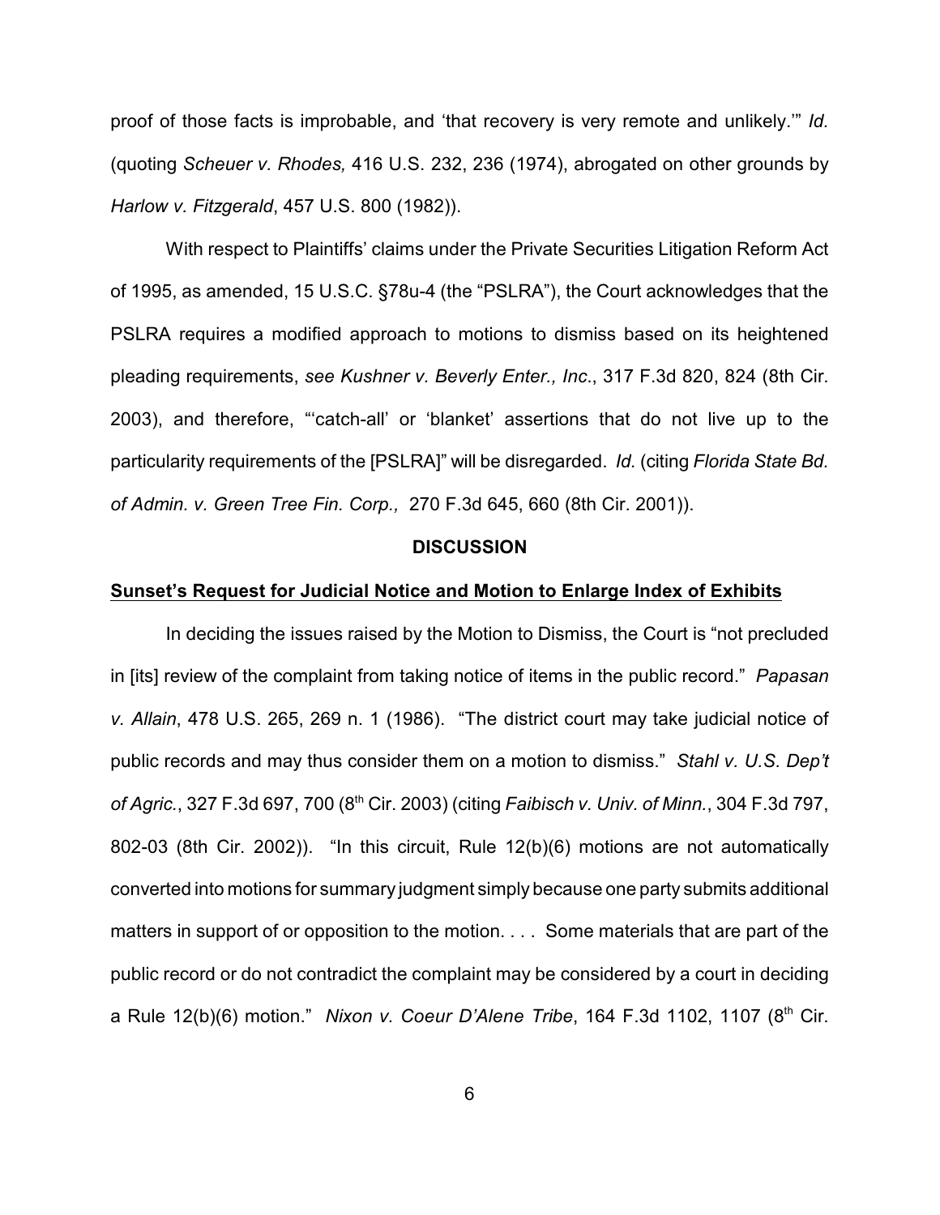proof of those facts is improbable, and 'that recovery is very remote and unlikely.'" *Id.* (quoting *Scheuer v. Rhodes,* 416 U.S. 232, 236 (1974), abrogated on other grounds by *Harlow v. Fitzgerald*, 457 U.S. 800 (1982)).

With respect to Plaintiffs' claims under the Private Securities Litigation Reform Act of 1995, as amended, 15 U.S.C. §78u-4 (the "PSLRA"), the Court acknowledges that the PSLRA requires a modified approach to motions to dismiss based on its heightened pleading requirements, *see Kushner v. Beverly Enter., Inc.*, 317 F.3d 820, 824 (8th Cir. 2003), and therefore, "'catch-all' or 'blanket' assertions that do not live up to the particularity requirements of the [PSLRA]" will be disregarded. *Id.* (citing *Florida State Bd. of Admin. v. Green Tree Fin. Corp.,* 270 F.3d 645, 660 (8th Cir. 2001)).

**DISCUSSION**

**Sunset's Request for Judicial Notice and Motion to Enlarge Index of Exhibits**

In deciding the issues raised by the Motion to Dismiss, the Court is "not precluded in [its] review of the complaint from taking notice of items in the public record." *Papasan v. Allain*, 478 U.S. 265, 269 n. 1 (1986). "The district court may take judicial notice of public records and may thus consider them on a motion to dismiss." *Stahl v. U.S. Dep't of Agric.*, 327 F.3d 697, 700 (8th Cir. 2003) (citing *Faibisch v. Univ. of Minn.*, 304 F.3d 797, 802-03 (8th Cir. 2002)). "In this circuit, Rule 12(b)(6) motions are not automatically converted into motions for summary judgment simply because one party submits additional matters in support of or opposition to the motion. . . . Some materials that are part of the public record or do not contradict the complaint may be considered by a court in deciding a Rule 12(b)(6) motion." *Nixon v. Coeur D'Alene Tribe*, 164 F.3d 1102, 1107 (8th Cir.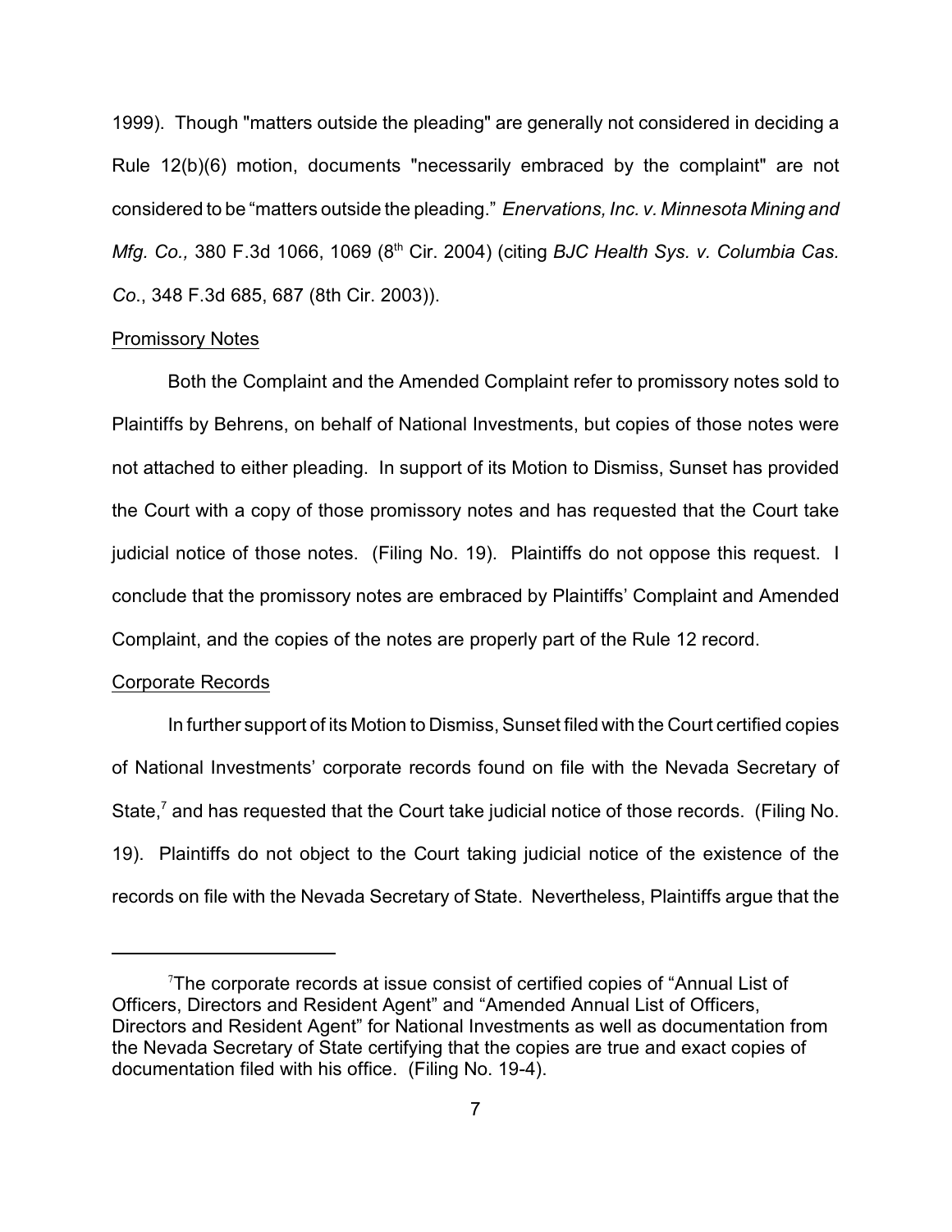1999). Though "matters outside the pleading" are generally not considered in deciding a Rule 12(b)(6) motion, documents "necessarily embraced by the complaint" are not considered to be "matters outside the pleading." *Enervations, Inc. v. Minnesota Mining and Mfg. Co.,* 380 F.3d 1066, 1069 (8th Cir. 2004) (citing *BJC Health Sys. v. Columbia Cas. Co.*, 348 F.3d 685, 687 (8th Cir. 2003)).

Promissory Notes

Both the Complaint and the Amended Complaint refer to promissory notes sold to Plaintiffs by Behrens, on behalf of National Investments, but copies of those notes were not attached to either pleading. In support of its Motion to Dismiss, Sunset has provided the Court with a copy of those promissory notes and has requested that the Court take judicial notice of those notes. (Filing No. 19). Plaintiffs do not oppose this request. I conclude that the promissory notes are embraced by Plaintiffs' Complaint and Amended Complaint, and the copies of the notes are properly part of the Rule 12 record.

Corporate Records

In further support of its Motion to Dismiss, Sunset filed with the Court certified copies of National Investments' corporate records found on file with the Nevada Secretary of State,[7] and has requested that the Court take judicial notice of those records. (Filing No. 19). Plaintiffs do not object to the Court taking judicial notice of the existence of the records on file with the Nevada Secretary of State. Nevertheless, Plaintiffs argue that the

---

[7]The corporate records at issue consist of certified copies of "Annual List of Officers, Directors and Resident Agent" and "Amended Annual List of Officers, Directors and Resident Agent" for National Investments as well as documentation from the Nevada Secretary of State certifying that the copies are true and exact copies of documentation filed with his office. (Filing No. 19-4).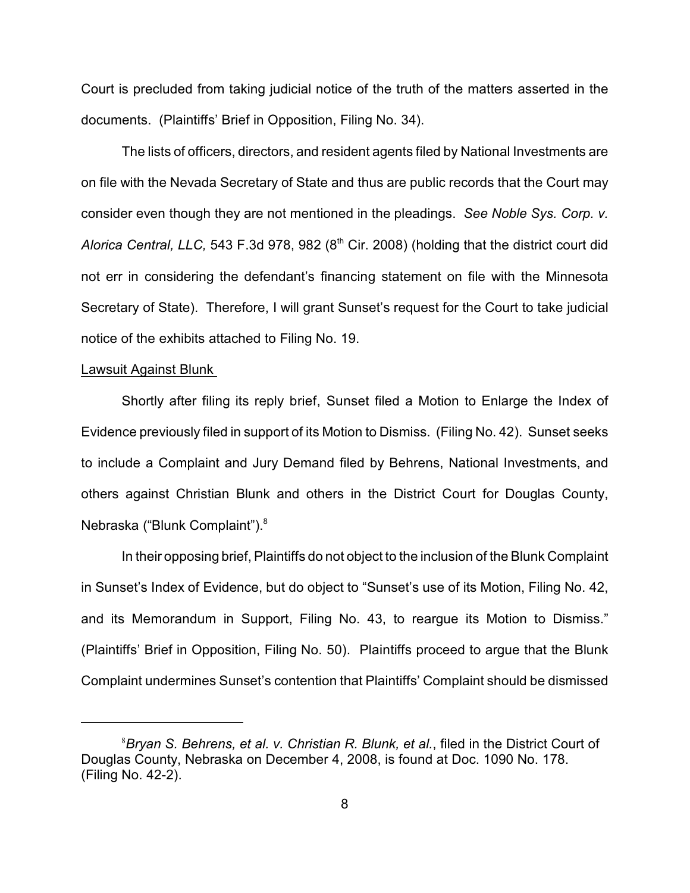Court is precluded from taking judicial notice of the truth of the matters asserted in the documents. (Plaintiffs' Brief in Opposition, Filing No. 34).

The lists of officers, directors, and resident agents filed by National Investments are on file with the Nevada Secretary of State and thus are public records that the Court may consider even though they are not mentioned in the pleadings. *See Noble Sys. Corp. v. Alorica Central, LLC,* 543 F.3d 978, 982 (8th Cir. 2008) (holding that the district court did not err in considering the defendant's financing statement on file with the Minnesota Secretary of State). Therefore, I will grant Sunset's request for the Court to take judicial notice of the exhibits attached to Filing No. 19.

Lawsuit Against Blunk

Shortly after filing its reply brief, Sunset filed a Motion to Enlarge the Index of Evidence previously filed in support of its Motion to Dismiss. (Filing No. 42). Sunset seeks to include a Complaint and Jury Demand filed by Behrens, National Investments, and others against Christian Blunk and others in the District Court for Douglas County, Nebraska ("Blunk Complaint").[8]

In their opposing brief, Plaintiffs do not object to the inclusion of the Blunk Complaint in Sunset's Index of Evidence, but do object to "Sunset's use of its Motion, Filing No. 42, and its Memorandum in Support, Filing No. 43, to reargue its Motion to Dismiss." (Plaintiffs' Brief in Opposition, Filing No. 50). Plaintiffs proceed to argue that the Blunk Complaint undermines Sunset's contention that Plaintiffs' Complaint should be dismissed

---

[8] *Bryan S. Behrens, et al. v. Christian R. Blunk, et al.*, filed in the District Court of Douglas County, Nebraska on December 4, 2008, is found at Doc. 1090 No. 178. (Filing No. 42-2).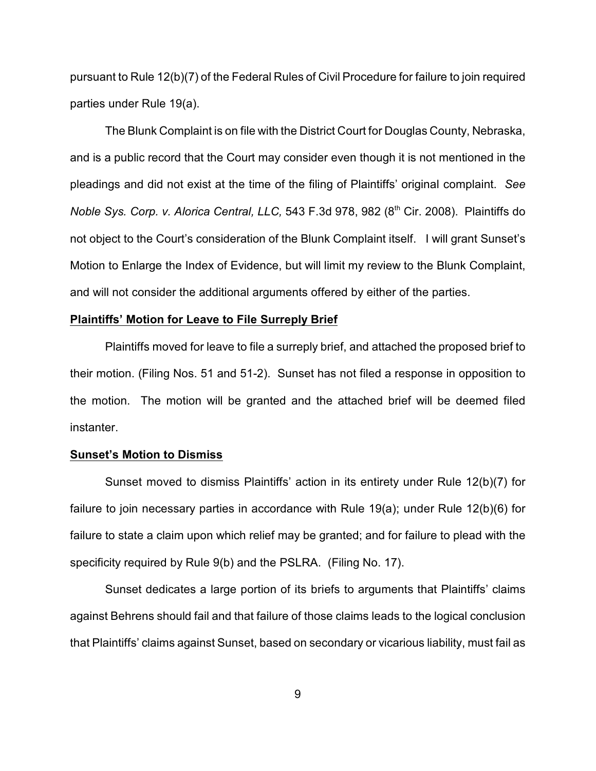pursuant to Rule 12(b)(7) of the Federal Rules of Civil Procedure for failure to join required parties under Rule 19(a).

The Blunk Complaint is on file with the District Court for Douglas County, Nebraska, and is a public record that the Court may consider even though it is not mentioned in the pleadings and did not exist at the time of the filing of Plaintiffs' original complaint. *See Noble Sys. Corp. v. Alorica Central, LLC,* 543 F.3d 978, 982 (8th Cir. 2008). Plaintiffs do not object to the Court's consideration of the Blunk Complaint itself. I will grant Sunset's Motion to Enlarge the Index of Evidence, but will limit my review to the Blunk Complaint, and will not consider the additional arguments offered by either of the parties.

**Plaintiffs' Motion for Leave to File Surreply Brief**

Plaintiffs moved for leave to file a surreply brief, and attached the proposed brief to their motion. (Filing Nos. 51 and 51-2). Sunset has not filed a response in opposition to the motion. The motion will be granted and the attached brief will be deemed filed instanter.

**Sunset's Motion to Dismiss**

Sunset moved to dismiss Plaintiffs' action in its entirety under Rule 12(b)(7) for failure to join necessary parties in accordance with Rule 19(a); under Rule 12(b)(6) for failure to state a claim upon which relief may be granted; and for failure to plead with the specificity required by Rule 9(b) and the PSLRA. (Filing No. 17).

Sunset dedicates a large portion of its briefs to arguments that Plaintiffs' claims against Behrens should fail and that failure of those claims leads to the logical conclusion that Plaintiffs' claims against Sunset, based on secondary or vicarious liability, must fail as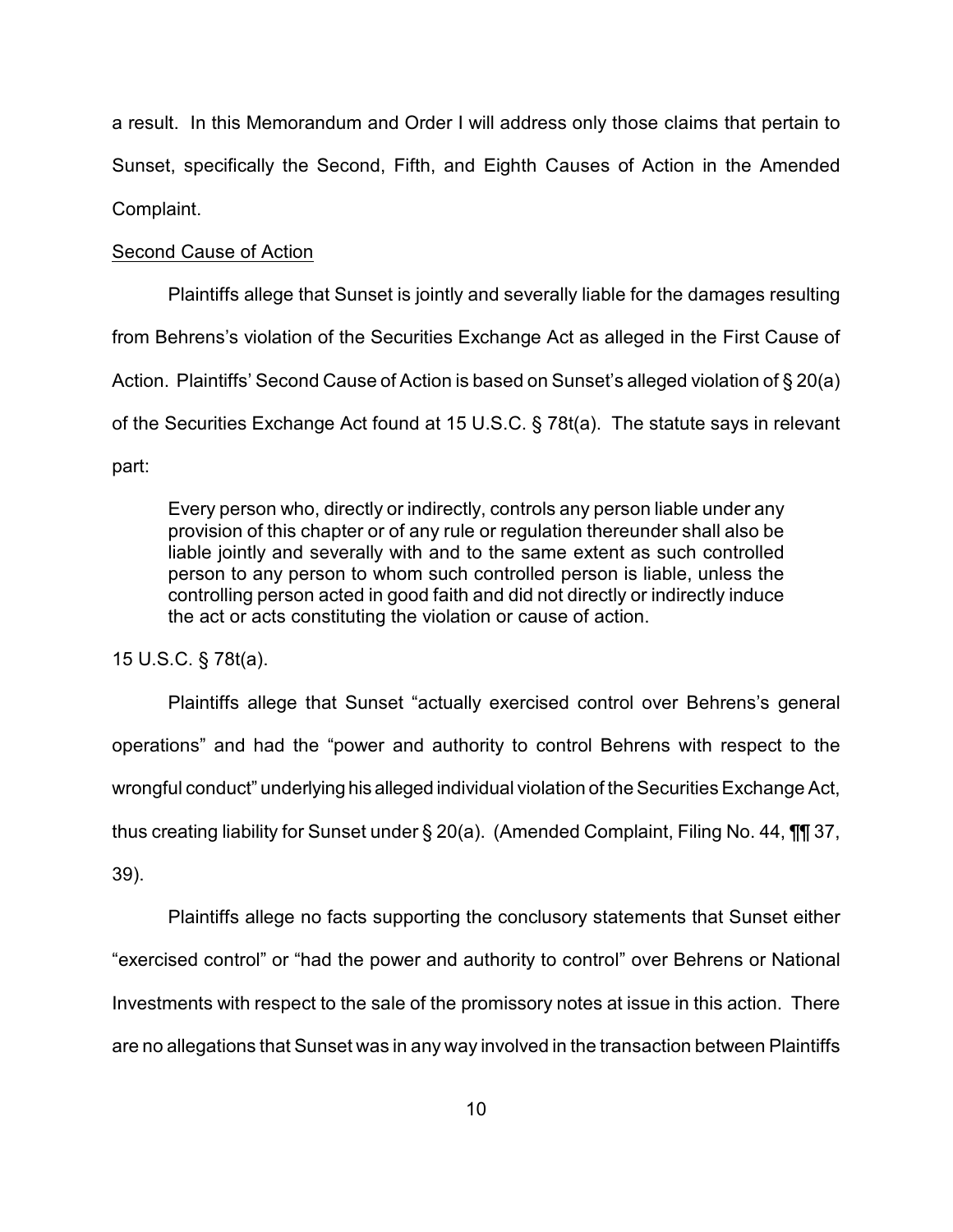a result. In this Memorandum and Order I will address only those claims that pertain to Sunset, specifically the Second, Fifth, and Eighth Causes of Action in the Amended Complaint.

Second Cause of Action

Plaintiffs allege that Sunset is jointly and severally liable for the damages resulting from Behrens's violation of the Securities Exchange Act as alleged in the First Cause of Action. Plaintiffs' Second Cause of Action is based on Sunset's alleged violation of § 20(a) of the Securities Exchange Act found at 15 U.S.C. § 78t(a). The statute says in relevant part:

> Every person who, directly or indirectly, controls any person liable under any provision of this chapter or of any rule or regulation thereunder shall also be liable jointly and severally with and to the same extent as such controlled person to any person to whom such controlled person is liable, unless the controlling person acted in good faith and did not directly or indirectly induce the act or acts constituting the violation or cause of action.

15 U.S.C. § 78t(a).

Plaintiffs allege that Sunset "actually exercised control over Behrens's general operations" and had the "power and authority to control Behrens with respect to the wrongful conduct" underlying his alleged individual violation of the Securities Exchange Act, thus creating liability for Sunset under § 20(a). (Amended Complaint, Filing No. 44, ¶¶ 37, 39).

Plaintiffs allege no facts supporting the conclusory statements that Sunset either "exercised control" or "had the power and authority to control" over Behrens or National Investments with respect to the sale of the promissory notes at issue in this action. There are no allegations that Sunset was in any way involved in the transaction between Plaintiffs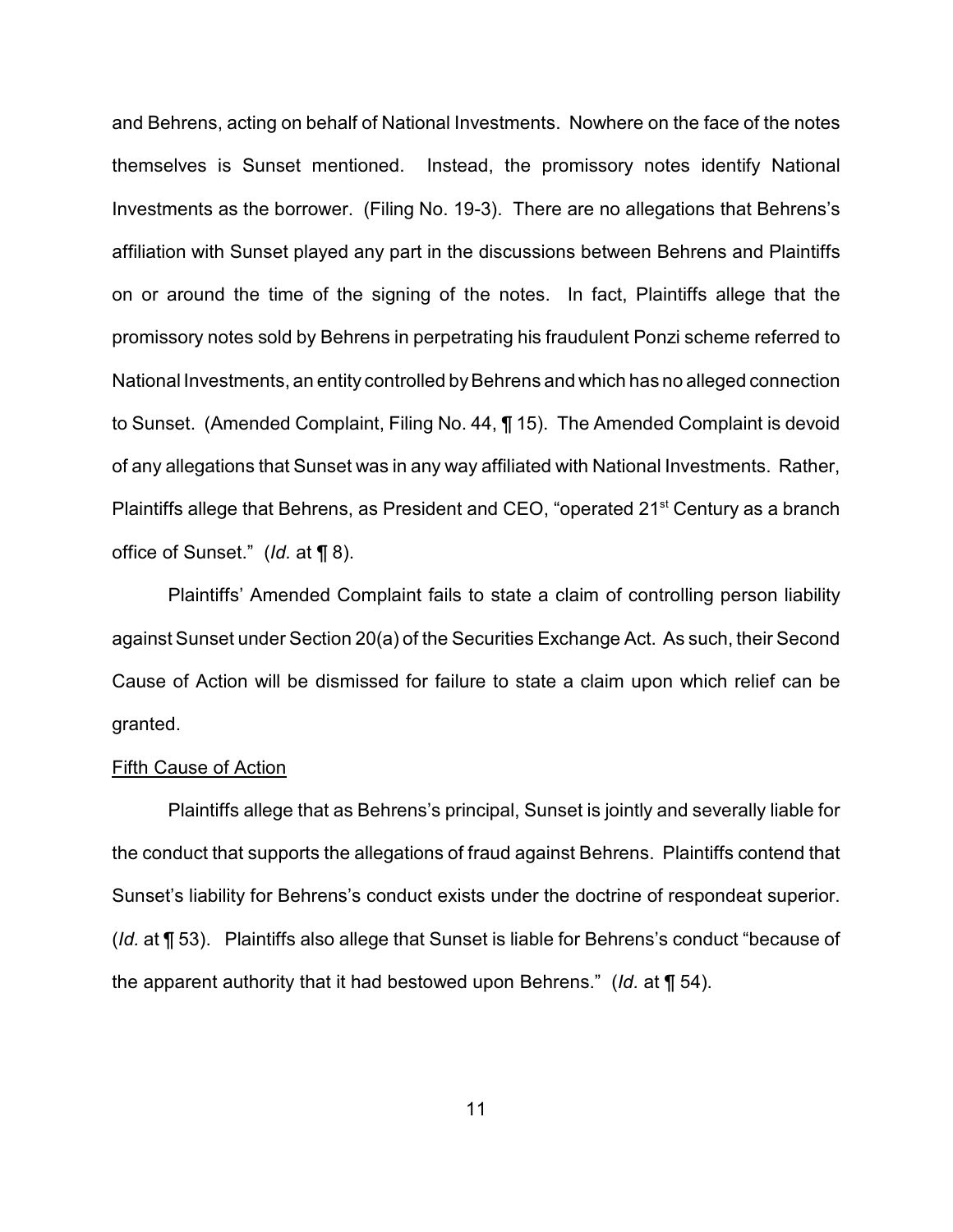and Behrens, acting on behalf of National Investments. Nowhere on the face of the notes themselves is Sunset mentioned. Instead, the promissory notes identify National Investments as the borrower. (Filing No. 19-3). There are no allegations that Behrens's affiliation with Sunset played any part in the discussions between Behrens and Plaintiffs on or around the time of the signing of the notes. In fact, Plaintiffs allege that the promissory notes sold by Behrens in perpetrating his fraudulent Ponzi scheme referred to National Investments, an entity controlled by Behrens and which has no alleged connection to Sunset. (Amended Complaint, Filing No. 44, ¶ 15). The Amended Complaint is devoid of any allegations that Sunset was in any way affiliated with National Investments. Rather, Plaintiffs allege that Behrens, as President and CEO, "operated 21st Century as a branch office of Sunset." (*Id.* at ¶ 8).

Plaintiffs' Amended Complaint fails to state a claim of controlling person liability against Sunset under Section 20(a) of the Securities Exchange Act. As such, their Second Cause of Action will be dismissed for failure to state a claim upon which relief can be granted.

<u>Fifth Cause of Action</u>

Plaintiffs allege that as Behrens's principal, Sunset is jointly and severally liable for the conduct that supports the allegations of fraud against Behrens. Plaintiffs contend that Sunset's liability for Behrens's conduct exists under the doctrine of respondeat superior. (*Id.* at ¶ 53). Plaintiffs also allege that Sunset is liable for Behrens's conduct "because of the apparent authority that it had bestowed upon Behrens." (*Id.* at ¶ 54).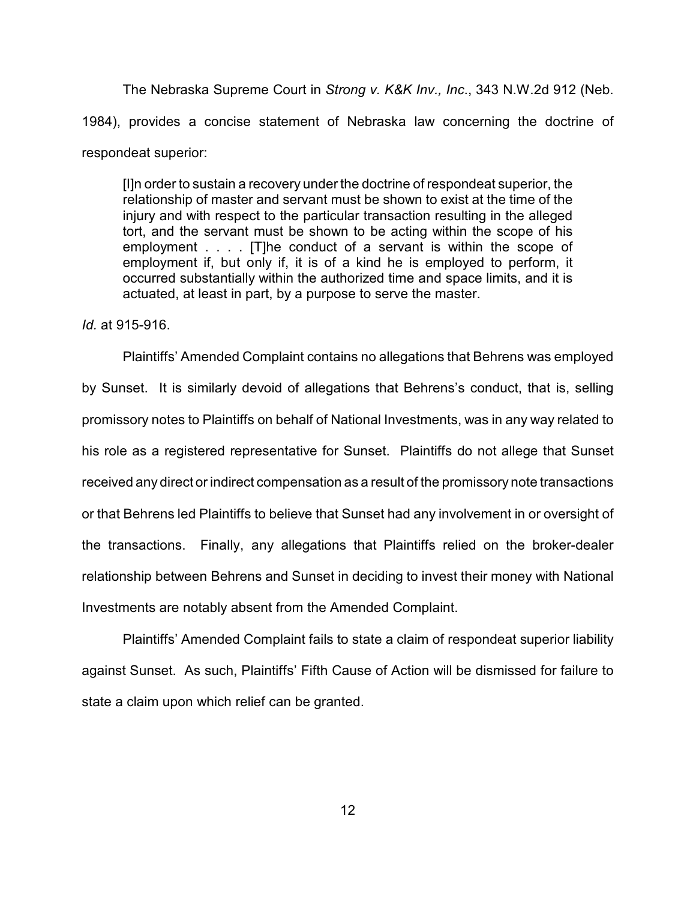The Nebraska Supreme Court in *Strong v. K&K Inv., Inc.*, 343 N.W.2d 912 (Neb. 1984), provides a concise statement of Nebraska law concerning the doctrine of respondeat superior:

> [I]n order to sustain a recovery under the doctrine of respondeat superior, the relationship of master and servant must be shown to exist at the time of the injury and with respect to the particular transaction resulting in the alleged tort, and the servant must be shown to be acting within the scope of his employment . . . . [T]he conduct of a servant is within the scope of employment if, but only if, it is of a kind he is employed to perform, it occurred substantially within the authorized time and space limits, and it is actuated, at least in part, by a purpose to serve the master.

*Id.* at 915-916.

Plaintiffs' Amended Complaint contains no allegations that Behrens was employed by Sunset. It is similarly devoid of allegations that Behrens's conduct, that is, selling promissory notes to Plaintiffs on behalf of National Investments, was in any way related to his role as a registered representative for Sunset. Plaintiffs do not allege that Sunset received any direct or indirect compensation as a result of the promissory note transactions or that Behrens led Plaintiffs to believe that Sunset had any involvement in or oversight of the transactions. Finally, any allegations that Plaintiffs relied on the broker-dealer relationship between Behrens and Sunset in deciding to invest their money with National Investments are notably absent from the Amended Complaint.

Plaintiffs' Amended Complaint fails to state a claim of respondeat superior liability against Sunset. As such, Plaintiffs' Fifth Cause of Action will be dismissed for failure to state a claim upon which relief can be granted.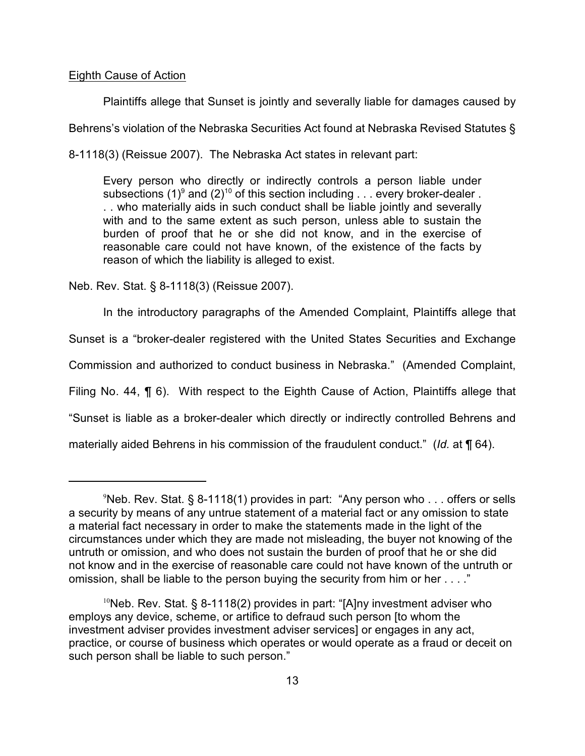<u>Eighth Cause of Action</u>

Plaintiffs allege that Sunset is jointly and severally liable for damages caused by Behrens's violation of the Nebraska Securities Act found at Nebraska Revised Statutes § 8-1118(3) (Reissue 2007). The Nebraska Act states in relevant part:

> Every person who directly or indirectly controls a person liable under subsections (1)[9] and (2)[10] of this section including . . . every broker-dealer . . . who materially aids in such conduct shall be liable jointly and severally with and to the same extent as such person, unless able to sustain the burden of proof that he or she did not know, and in the exercise of reasonable care could not have known, of the existence of the facts by reason of which the liability is alleged to exist.

Neb. Rev. Stat. § 8-1118(3) (Reissue 2007).

In the introductory paragraphs of the Amended Complaint, Plaintiffs allege that Sunset is a "broker-dealer registered with the United States Securities and Exchange Commission and authorized to conduct business in Nebraska." (Amended Complaint, Filing No. 44, ¶ 6). With respect to the Eighth Cause of Action, Plaintiffs allege that "Sunset is liable as a broker-dealer which directly or indirectly controlled Behrens and materially aided Behrens in his commission of the fraudulent conduct." (*Id.* at ¶ 64).

---

[9] Neb. Rev. Stat. § 8-1118(1) provides in part: "Any person who . . . offers or sells a security by means of any untrue statement of a material fact or any omission to state a material fact necessary in order to make the statements made in the light of the circumstances under which they are made not misleading, the buyer not knowing of the untruth or omission, and who does not sustain the burden of proof that he or she did not know and in the exercise of reasonable care could not have known of the untruth or omission, shall be liable to the person buying the security from him or her . . . ."

[10] Neb. Rev. Stat. § 8-1118(2) provides in part: "[A]ny investment adviser who employs any device, scheme, or artifice to defraud such person [to whom the investment adviser provides investment adviser services] or engages in any act, practice, or course of business which operates or would operate as a fraud or deceit on such person shall be liable to such person."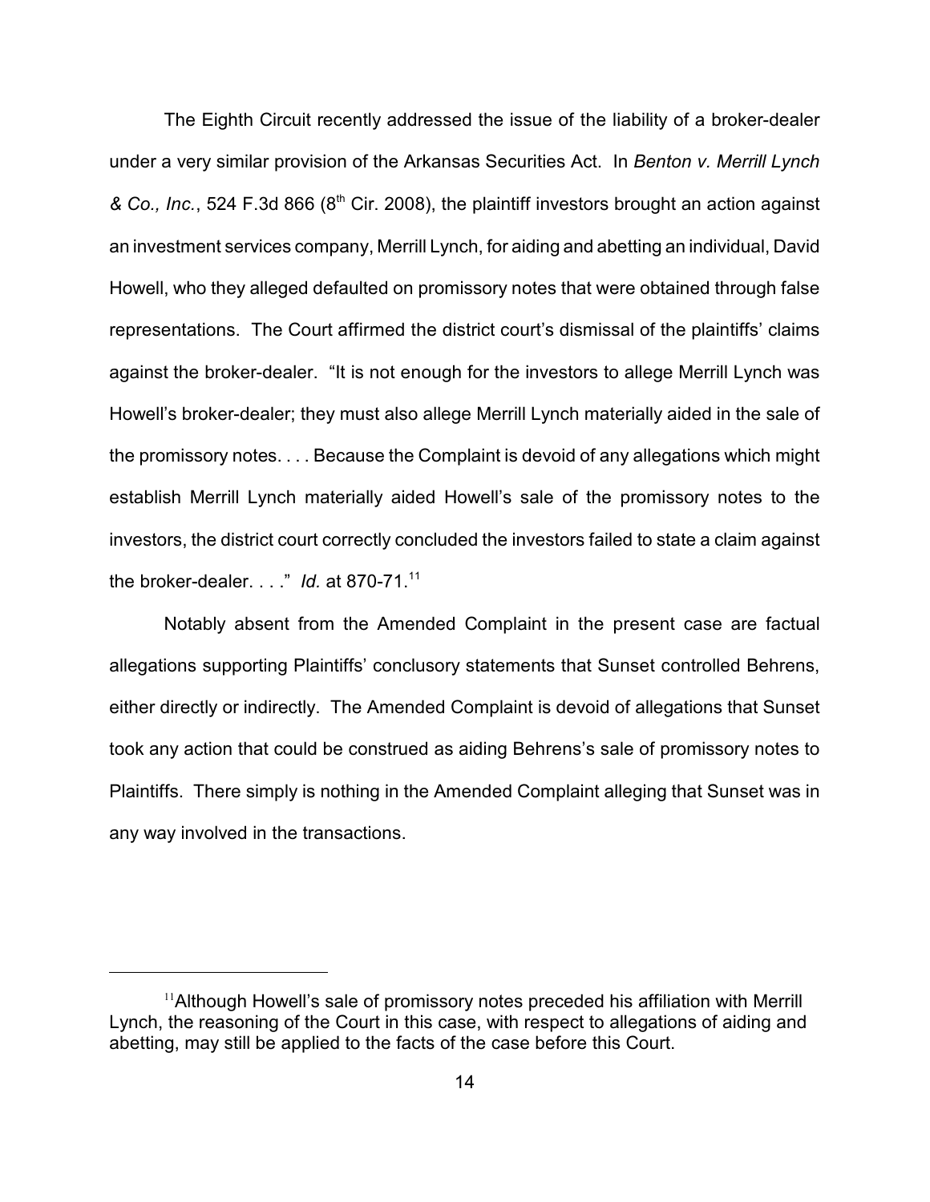The Eighth Circuit recently addressed the issue of the liability of a broker-dealer under a very similar provision of the Arkansas Securities Act. In *Benton v. Merrill Lynch & Co., Inc.*, 524 F.3d 866 (8th Cir. 2008), the plaintiff investors brought an action against an investment services company, Merrill Lynch, for aiding and abetting an individual, David Howell, who they alleged defaulted on promissory notes that were obtained through false representations. The Court affirmed the district court's dismissal of the plaintiffs' claims against the broker-dealer. "It is not enough for the investors to allege Merrill Lynch was Howell's broker-dealer; they must also allege Merrill Lynch materially aided in the sale of the promissory notes. . . . Because the Complaint is devoid of any allegations which might establish Merrill Lynch materially aided Howell's sale of the promissory notes to the investors, the district court correctly concluded the investors failed to state a claim against the broker-dealer. . . ." *Id.* at 870-71.[11]

Notably absent from the Amended Complaint in the present case are factual allegations supporting Plaintiffs' conclusory statements that Sunset controlled Behrens, either directly or indirectly. The Amended Complaint is devoid of allegations that Sunset took any action that could be construed as aiding Behrens's sale of promissory notes to Plaintiffs. There simply is nothing in the Amended Complaint alleging that Sunset was in any way involved in the transactions.

---

[11] Although Howell's sale of promissory notes preceded his affiliation with Merrill Lynch, the reasoning of the Court in this case, with respect to allegations of aiding and abetting, may still be applied to the facts of the case before this Court.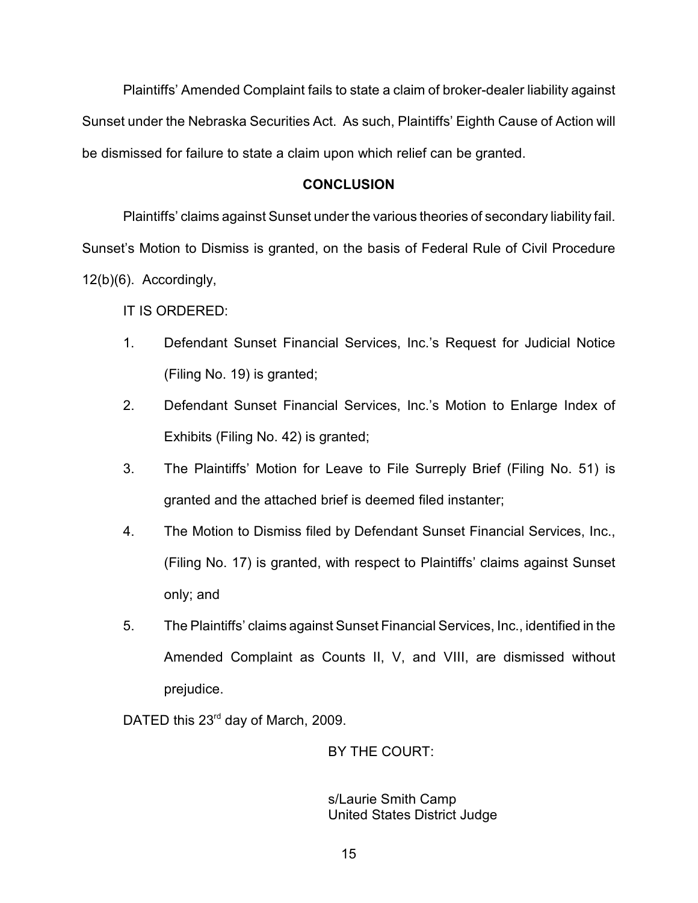Plaintiffs' Amended Complaint fails to state a claim of broker-dealer liability against Sunset under the Nebraska Securities Act. As such, Plaintiffs' Eighth Cause of Action will be dismissed for failure to state a claim upon which relief can be granted.

## CONCLUSION

Plaintiffs' claims against Sunset under the various theories of secondary liability fail. Sunset's Motion to Dismiss is granted, on the basis of Federal Rule of Civil Procedure 12(b)(6). Accordingly,

IT IS ORDERED:

1. Defendant Sunset Financial Services, Inc.'s Request for Judicial Notice (Filing No. 19) is granted;
2. Defendant Sunset Financial Services, Inc.'s Motion to Enlarge Index of Exhibits (Filing No. 42) is granted;
3. The Plaintiffs' Motion for Leave to File Surreply Brief (Filing No. 51) is granted and the attached brief is deemed filed instanter;
4. The Motion to Dismiss filed by Defendant Sunset Financial Services, Inc., (Filing No. 17) is granted, with respect to Plaintiffs' claims against Sunset only; and
5. The Plaintiffs' claims against Sunset Financial Services, Inc., identified in the Amended Complaint as Counts II, V, and VIII, are dismissed without prejudice.

DATED this 23rd day of March, 2009.

BY THE COURT:

s/Laurie Smith Camp
United States District Judge